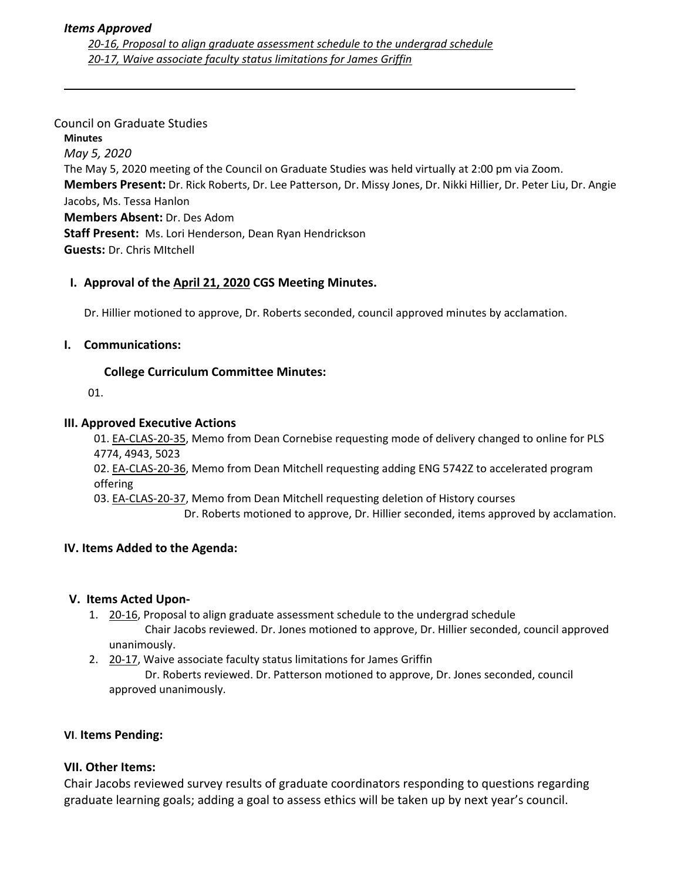***Items Approved***

*20-16, Proposal to align graduate assessment schedule to the undergrad schedule*
*20-17, Waive associate faculty status limitations for James Griffin*

---

Council on Graduate Studies

**Minutes**

*May 5, 2020*

The May 5, 2020 meeting of the Council on Graduate Studies was held virtually at 2:00 pm via Zoom.

**Members Present:** Dr. Rick Roberts, Dr. Lee Patterson, Dr. Missy Jones, Dr. Nikki Hillier, Dr. Peter Liu, Dr. Angie Jacobs, Ms. Tessa Hanlon

**Members Absent:** Dr. Des Adom

**Staff Present:** Ms. Lori Henderson, Dean Ryan Hendrickson

**Guests:** Dr. Chris MItchell

## I. Approval of the April 21, 2020 CGS Meeting Minutes.

Dr. Hillier motioned to approve, Dr. Roberts seconded, council approved minutes by acclamation.

## I. Communications:

### College Curriculum Committee Minutes:

01.

## III. Approved Executive Actions

01. EA-CLAS-20-35, Memo from Dean Cornebise requesting mode of delivery changed to online for PLS 4774, 4943, 5023
02. EA-CLAS-20-36, Memo from Dean Mitchell requesting adding ENG 5742Z to accelerated program offering
03. EA-CLAS-20-37, Memo from Dean Mitchell requesting deletion of History courses

Dr. Roberts motioned to approve, Dr. Hillier seconded, items approved by acclamation.

## IV. Items Added to the Agenda:

## V. Items Acted Upon-

1. 20-16, Proposal to align graduate assessment schedule to the undergrad schedule
   Chair Jacobs reviewed. Dr. Jones motioned to approve, Dr. Hillier seconded, council approved unanimously.
2. 20-17, Waive associate faculty status limitations for James Griffin
   Dr. Roberts reviewed. Dr. Patterson motioned to approve, Dr. Jones seconded, council approved unanimously.

## VI. Items Pending:

## VII. Other Items:

Chair Jacobs reviewed survey results of graduate coordinators responding to questions regarding graduate learning goals; adding a goal to assess ethics will be taken up by next year's council.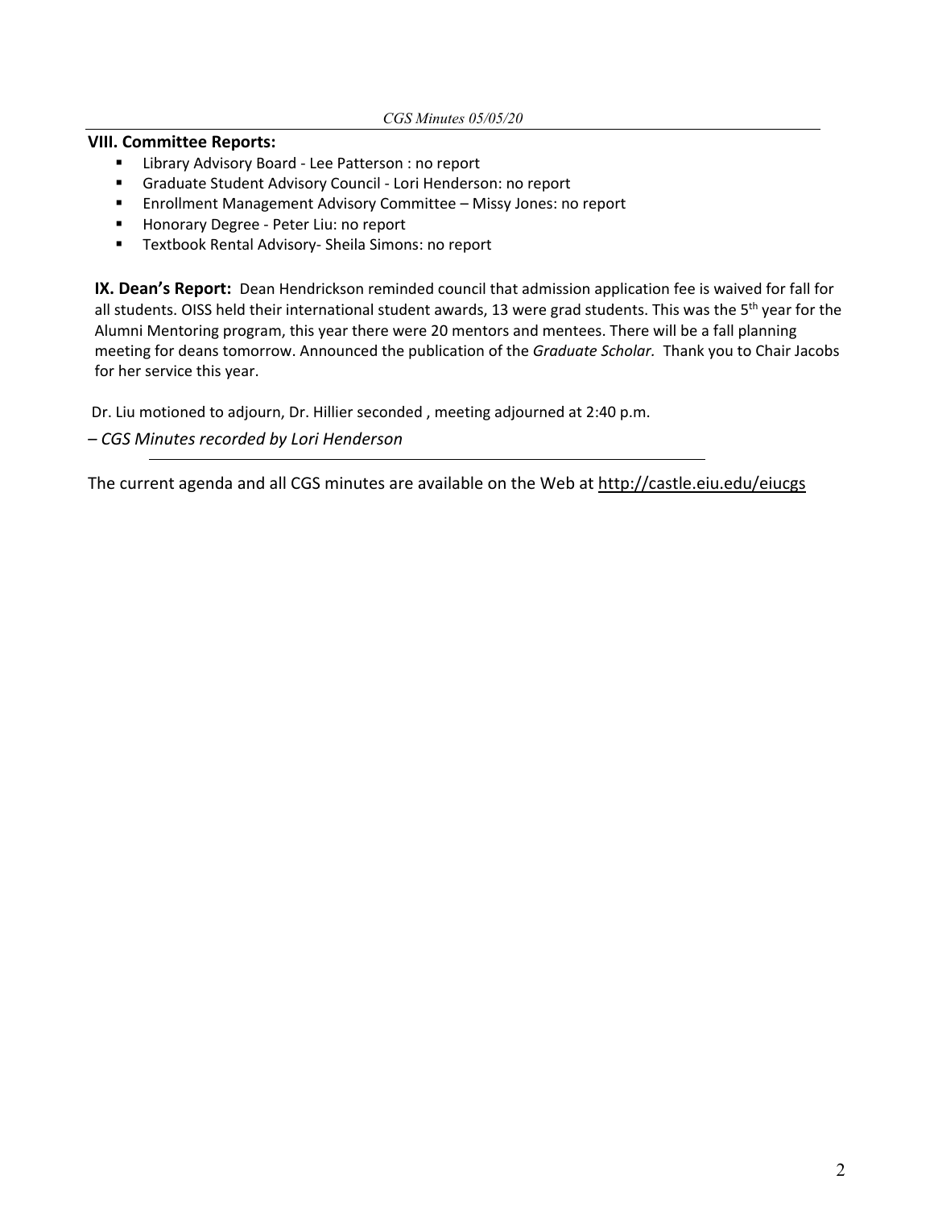**VIII. Committee Reports:**

- Library Advisory Board - Lee Patterson : no report
- Graduate Student Advisory Council - Lori Henderson: no report
- Enrollment Management Advisory Committee – Missy Jones: no report
- Honorary Degree - Peter Liu: no report
- Textbook Rental Advisory- Sheila Simons: no report

**IX. Dean's Report:** Dean Hendrickson reminded council that admission application fee is waived for fall for all students. OISS held their international student awards, 13 were grad students. This was the 5th year for the Alumni Mentoring program, this year there were 20 mentors and mentees. There will be a fall planning meeting for deans tomorrow. Announced the publication of the *Graduate Scholar.* Thank you to Chair Jacobs for her service this year.

Dr. Liu motioned to adjourn, Dr. Hillier seconded , meeting adjourned at 2:40 p.m.

*– CGS Minutes recorded by Lori Henderson*

---

The current agenda and all CGS minutes are available on the Web at http://castle.eiu.edu/eiucgs